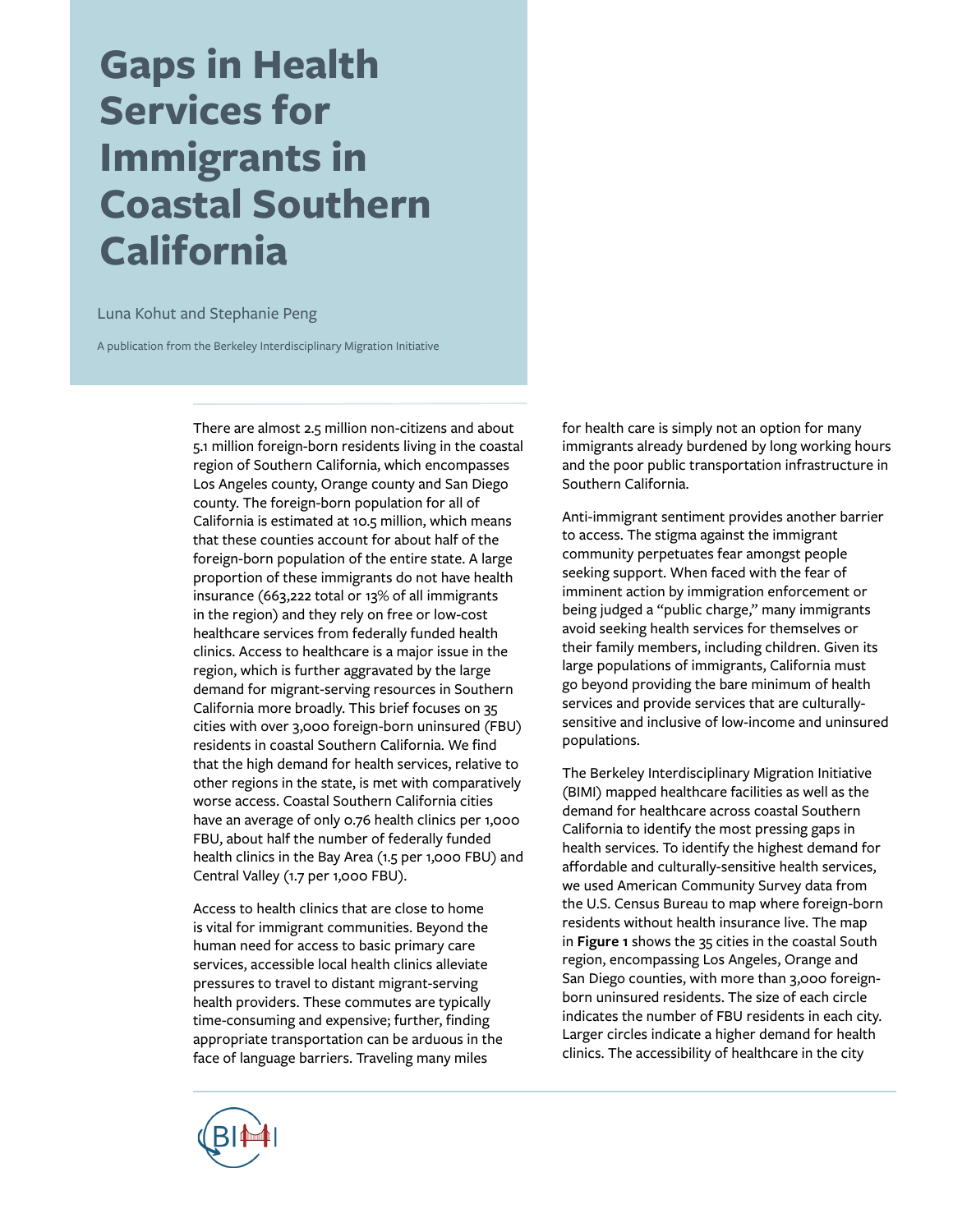# Gaps in Health Services for Immigrants in Coastal Southern California

Luna Kohut and Stephanie Peng

A publication from the Berkeley Interdisciplinary Migration Initiative

There are almost 2.5 million non-citizens and about 5.1 million foreign-born residents living in the coastal region of Southern California, which encompasses Los Angeles county, Orange county and San Diego county. The foreign-born population for all of California is estimated at 10.5 million, which means that these counties account for about half of the foreign-born population of the entire state. A large proportion of these immigrants do not have health insurance (663,222 total or 13% of all immigrants in the region) and they rely on free or low-cost healthcare services from federally funded health clinics. Access to healthcare is a major issue in the region, which is further aggravated by the large demand for migrant-serving resources in Southern California more broadly. This brief focuses on 35 cities with over 3,000 foreign-born uninsured (FBU) residents in coastal Southern California. We find that the high demand for health services, relative to other regions in the state, is met with comparatively worse access. Coastal Southern California cities have an average of only 0.76 health clinics per 1,000 FBU, about half the number of federally funded health clinics in the Bay Area (1.5 per 1,000 FBU) and Central Valley (1.7 per 1,000 FBU).

Access to health clinics that are close to home is vital for immigrant communities. Beyond the human need for access to basic primary care services, accessible local health clinics alleviate pressures to travel to distant migrant-serving health providers. These commutes are typically time-consuming and expensive; further, finding appropriate transportation can be arduous in the face of language barriers. Traveling many miles for health care is simply not an option for many immigrants already burdened by long working hours and the poor public transportation infrastructure in Southern California.

Anti-immigrant sentiment provides another barrier to access. The stigma against the immigrant community perpetuates fear amongst people seeking support. When faced with the fear of imminent action by immigration enforcement or being judged a "public charge," many immigrants avoid seeking health services for themselves or their family members, including children. Given its large populations of immigrants, California must go beyond providing the bare minimum of health services and provide services that are culturally-sensitive and inclusive of low-income and uninsured populations.

The Berkeley Interdisciplinary Migration Initiative (BIMI) mapped healthcare facilities as well as the demand for healthcare across coastal Southern California to identify the most pressing gaps in health services. To identify the highest demand for affordable and culturally-sensitive health services, we used American Community Survey data from the U.S. Census Bureau to map where foreign-born residents without health insurance live. The map in **Figure 1** shows the 35 cities in the coastal South region, encompassing Los Angeles, Orange and San Diego counties, with more than 3,000 foreign-born uninsured residents. The size of each circle indicates the number of FBU residents in each city. Larger circles indicate a higher demand for health clinics. The accessibility of healthcare in the city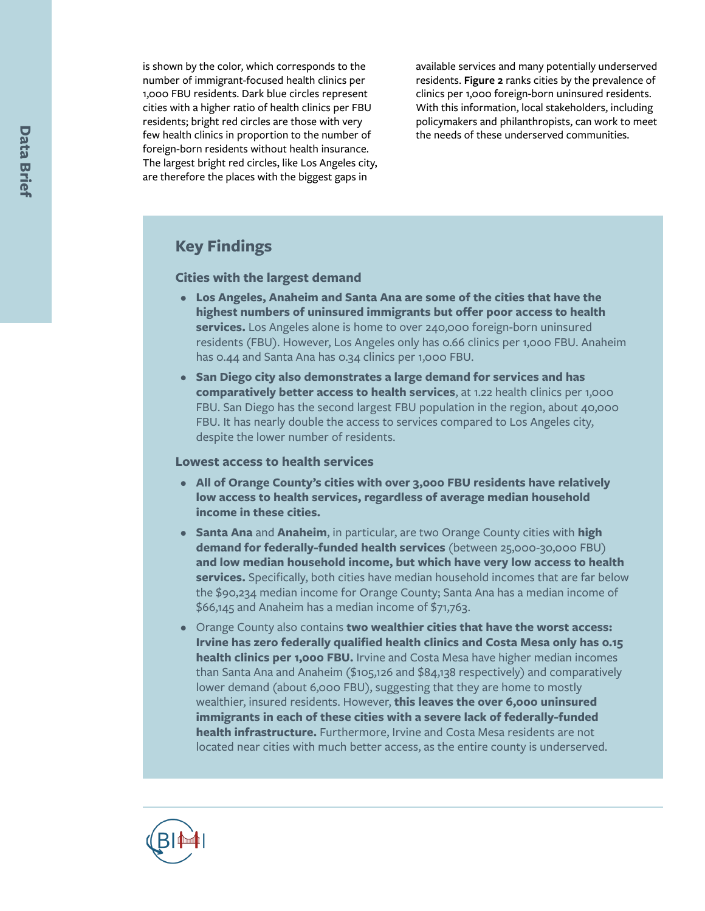is shown by the color, which corresponds to the number of immigrant-focused health clinics per 1,000 FBU residents. Dark blue circles represent cities with a higher ratio of health clinics per FBU residents; bright red circles are those with very few health clinics in proportion to the number of foreign-born residents without health insurance. The largest bright red circles, like Los Angeles city, are therefore the places with the biggest gaps in available services and many potentially underserved residents. **Figure 2** ranks cities by the prevalence of clinics per 1,000 foreign-born uninsured residents. With this information, local stakeholders, including policymakers and philanthropists, can work to meet the needs of these underserved communities.

## Key Findings

### Cities with the largest demand

- **Los Angeles, Anaheim and Santa Ana are some of the cities that have the highest numbers of uninsured immigrants but offer poor access to health services.** Los Angeles alone is home to over 240,000 foreign-born uninsured residents (FBU). However, Los Angeles only has 0.66 clinics per 1,000 FBU. Anaheim has 0.44 and Santa Ana has 0.34 clinics per 1,000 FBU.
- **San Diego city also demonstrates a large demand for services and has comparatively better access to health services**, at 1.22 health clinics per 1,000 FBU. San Diego has the second largest FBU population in the region, about 40,000 FBU. It has nearly double the access to services compared to Los Angeles city, despite the lower number of residents.

### Lowest access to health services

- **All of Orange County's cities with over 3,000 FBU residents have relatively low access to health services, regardless of average median household income in these cities.**
- **Santa Ana** and **Anaheim**, in particular, are two Orange County cities with **high demand for federally-funded health services** (between 25,000-30,000 FBU) **and low median household income, but which have very low access to health services.** Specifically, both cities have median household incomes that are far below the $90,234 median income for Orange County; Santa Ana has a median income of $66,145 and Anaheim has a median income of $71,763.
- Orange County also contains **two wealthier cities that have the worst access: Irvine has zero federally qualified health clinics and Costa Mesa only has 0.15 health clinics per 1,000 FBU.** Irvine and Costa Mesa have higher median incomes than Santa Ana and Anaheim ($105,126 and $84,138 respectively) and comparatively lower demand (about 6,000 FBU), suggesting that they are home to mostly wealthier, insured residents. However, **this leaves the over 6,000 uninsured immigrants in each of these cities with a severe lack of federally-funded health infrastructure.** Furthermore, Irvine and Costa Mesa residents are not located near cities with much better access, as the entire county is underserved.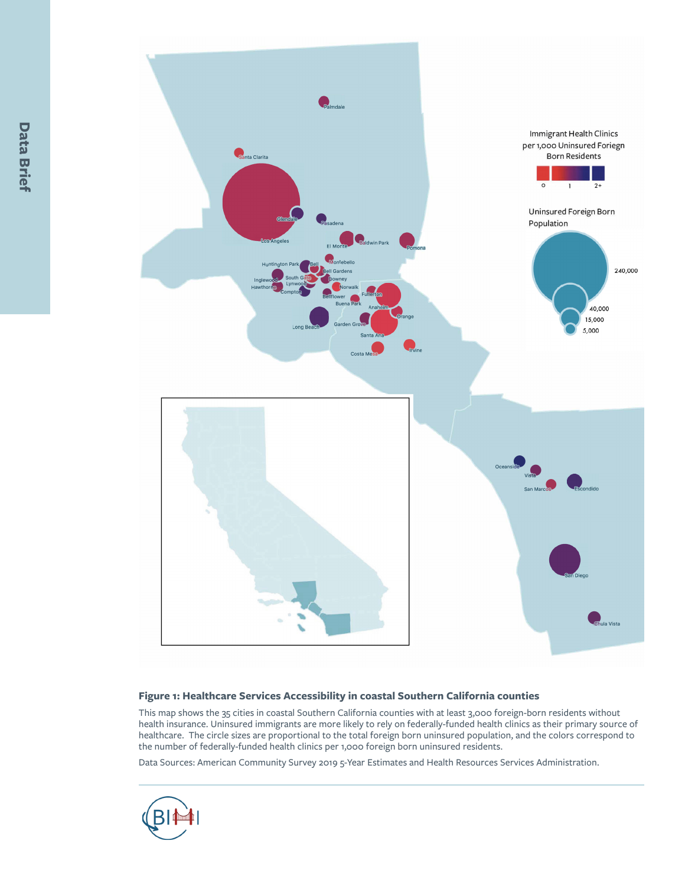**Figure 1: Healthcare Services Accessibility in coastal Southern California counties**

This map shows the 35 cities in coastal Southern California counties with at least 3,000 foreign-born residents without health insurance. Uninsured immigrants are more likely to rely on federally-funded health clinics as their primary source of healthcare. The circle sizes are proportional to the total foreign born uninsured population, and the colors correspond to the number of federally-funded health clinics per 1,000 foreign born uninsured residents.

Data Sources: American Community Survey 2019 5-Year Estimates and Health Resources Services Administration.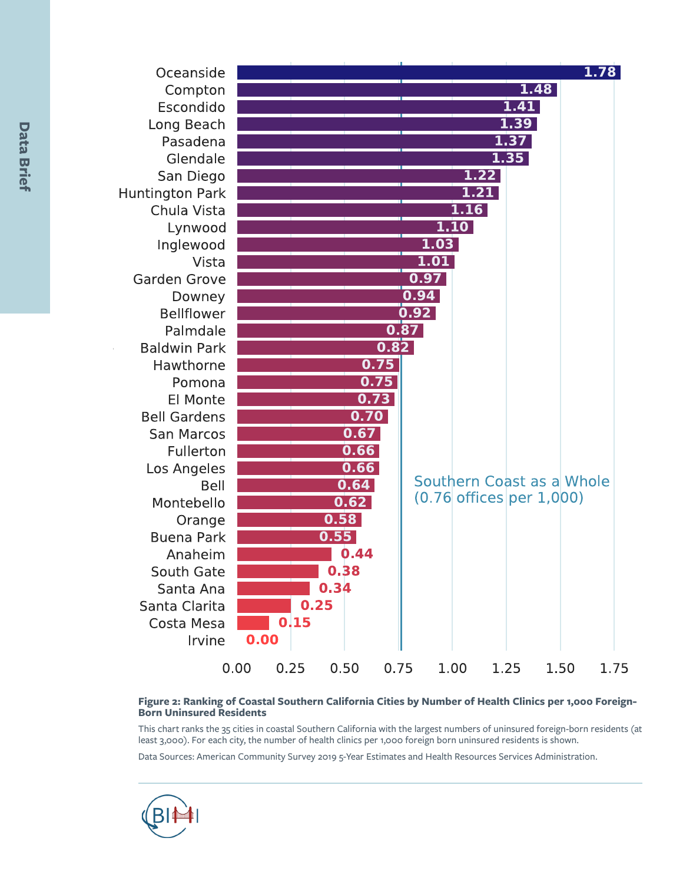| City | Health Clinics per 1,000 Foreign-Born Uninsured Residents |
|---|---|
| Oceanside | 1.78 |
| Compton | 1.48 |
| Escondido | 1.41 |
| Long Beach | 1.39 |
| Pasadena | 1.37 |
| Glendale | 1.35 |
| San Diego | 1.22 |
| Huntington Park | 1.21 |
| Chula Vista | 1.16 |
| Lynwood | 1.10 |
| Inglewood | 1.03 |
| Vista | 1.01 |
| Garden Grove | 0.97 |
| Downey | 0.94 |
| Bellflower | 0.92 |
| Palmdale | 0.87 |
| Baldwin Park | 0.82 |
| Hawthorne | 0.75 |
| Pomona | 0.75 |
| El Monte | 0.73 |
| Bell Gardens | 0.70 |
| San Marcos | 0.67 |
| Fullerton | 0.66 |
| Los Angeles | 0.66 |
| Bell | 0.64 |
| Montebello | 0.62 |
| Orange | 0.58 |
| Buena Park | 0.55 |
| Anaheim | 0.44 |
| South Gate | 0.38 |
| Santa Ana | 0.34 |
| Santa Clarita | 0.25 |
| Costa Mesa | 0.15 |
| Irvine | 0.00 |

Southern Coast as a Whole (0.76 offices per 1,000)

**Figure 2: Ranking of Coastal Southern California Cities by Number of Health Clinics per 1,000 Foreign-Born Uninsured Residents**

This chart ranks the 35 cities in coastal Southern California with the largest numbers of uninsured foreign-born residents (at least 3,000). For each city, the number of health clinics per 1,000 foreign born uninsured residents is shown.

Data Sources: American Community Survey 2019 5-Year Estimates and Health Resources Services Administration.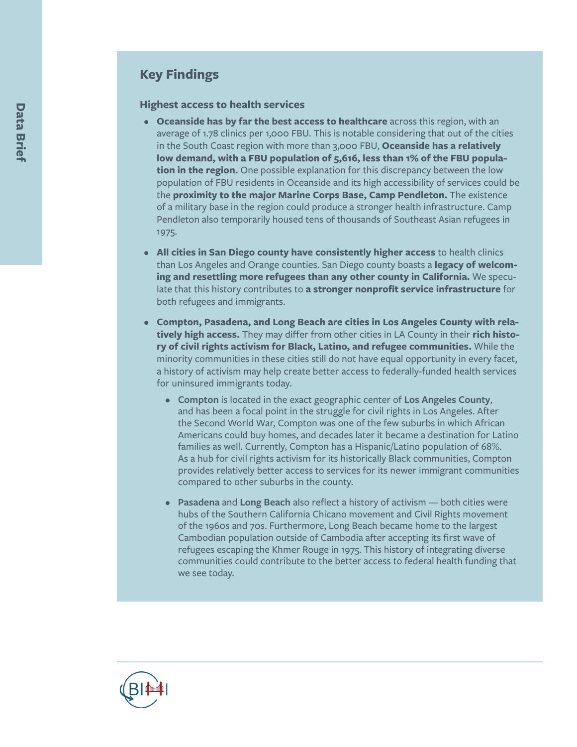## Key Findings

### Highest access to health services

- **Oceanside has by far the best access to healthcare** across this region, with an average of 1.78 clinics per 1,000 FBU. This is notable considering that out of the cities in the South Coast region with more than 3,000 FBU, **Oceanside has a relatively low demand, with a FBU population of 5,616, less than 1% of the FBU population in the region.** One possible explanation for this discrepancy between the low population of FBU residents in Oceanside and its high accessibility of services could be the **proximity to the major Marine Corps Base, Camp Pendleton.** The existence of a military base in the region could produce a stronger health infrastructure. Camp Pendleton also temporarily housed tens of thousands of Southeast Asian refugees in 1975.

- **All cities in San Diego county have consistently higher access** to health clinics than Los Angeles and Orange counties. San Diego county boasts a **legacy of welcoming and resettling more refugees than any other county in California.** We speculate that this history contributes to **a stronger nonprofit service infrastructure** for both refugees and immigrants.

- **Compton, Pasadena, and Long Beach are cities in Los Angeles County with relatively high access.** They may differ from other cities in LA County in their **rich history of civil rights activism for Black, Latino, and refugee communities.** While the minority communities in these cities still do not have equal opportunity in every facet, a history of activism may help create better access to federally-funded health services for uninsured immigrants today.
  - **Compton** is located in the exact geographic center of **Los Angeles County**, and has been a focal point in the struggle for civil rights in Los Angeles. After the Second World War, Compton was one of the few suburbs in which African Americans could buy homes, and decades later it became a destination for Latino families as well. Currently, Compton has a Hispanic/Latino population of 68%. As a hub for civil rights activism for its historically Black communities, Compton provides relatively better access to services for its newer immigrant communities compared to other suburbs in the county.
  - **Pasadena** and **Long Beach** also reflect a history of activism — both cities were hubs of the Southern California Chicano movement and Civil Rights movement of the 1960s and 70s. Furthermore, Long Beach became home to the largest Cambodian population outside of Cambodia after accepting its first wave of refugees escaping the Khmer Rouge in 1975. This history of integrating diverse communities could contribute to the better access to federal health funding that we see today.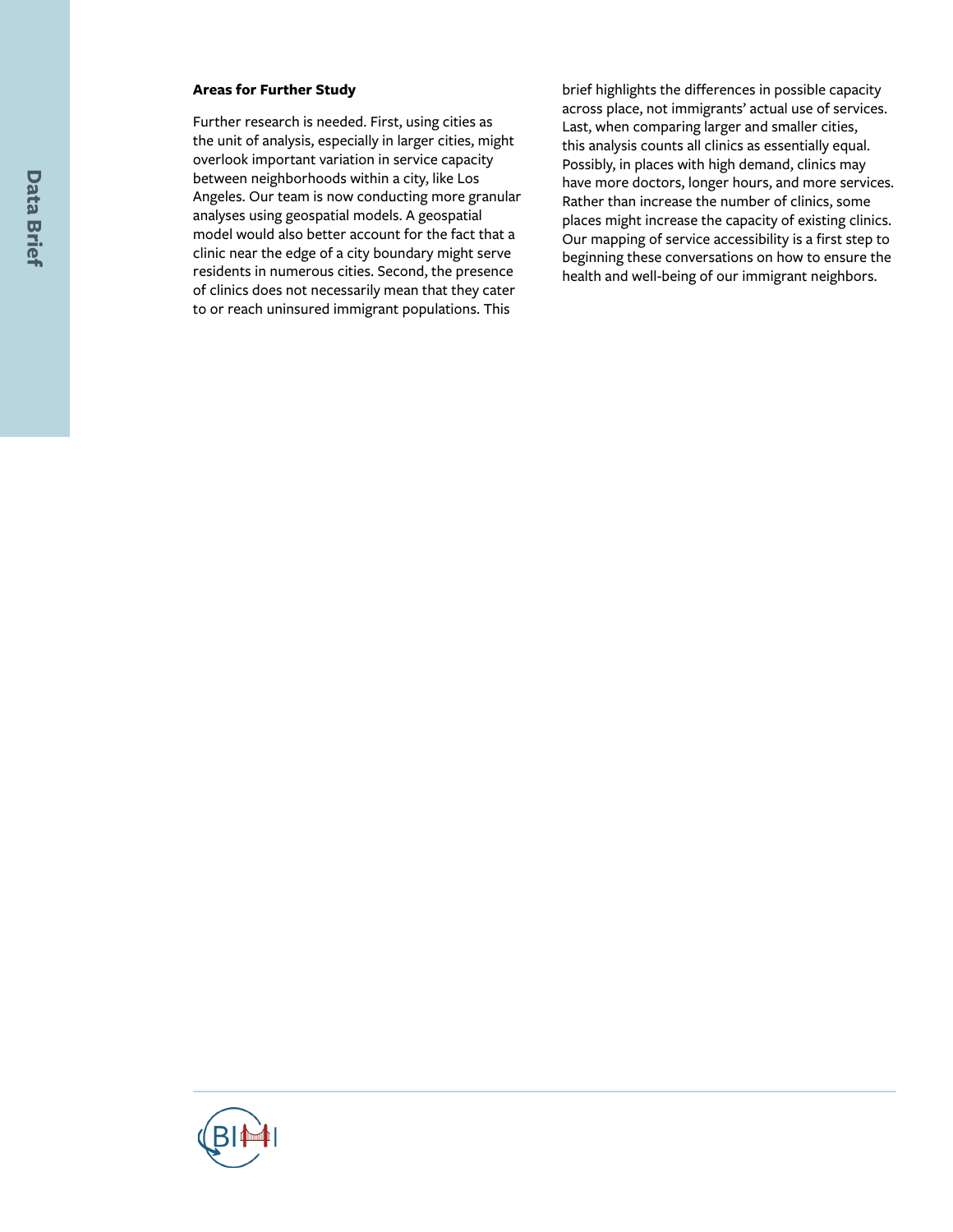### Areas for Further Study

Further research is needed. First, using cities as the unit of analysis, especially in larger cities, might overlook important variation in service capacity between neighborhoods within a city, like Los Angeles. Our team is now conducting more granular analyses using geospatial models. A geospatial model would also better account for the fact that a clinic near the edge of a city boundary might serve residents in numerous cities. Second, the presence of clinics does not necessarily mean that they cater to or reach uninsured immigrant populations. This brief highlights the differences in possible capacity across place, not immigrants' actual use of services. Last, when comparing larger and smaller cities, this analysis counts all clinics as essentially equal. Possibly, in places with high demand, clinics may have more doctors, longer hours, and more services. Rather than increase the number of clinics, some places might increase the capacity of existing clinics. Our mapping of service accessibility is a first step to beginning these conversations on how to ensure the health and well-being of our immigrant neighbors.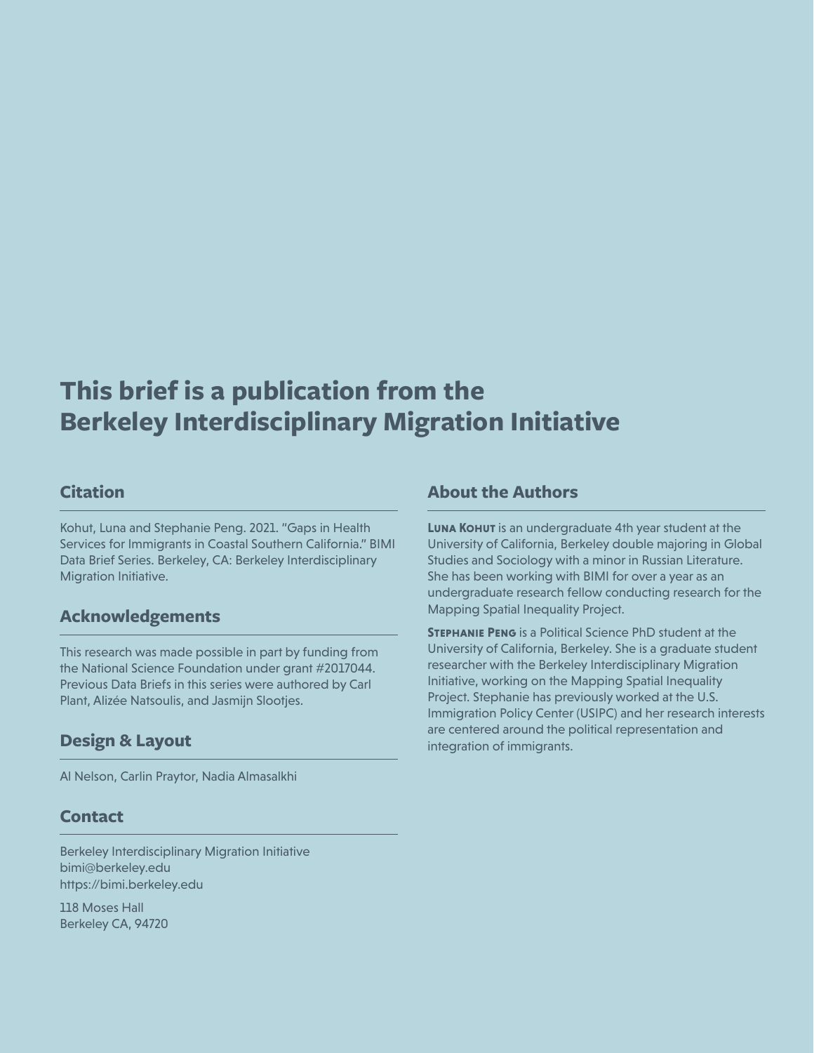# This brief is a publication from the Berkeley Interdisciplinary Migration Initiative

## Citation

Kohut, Luna and Stephanie Peng. 2021. "Gaps in Health Services for Immigrants in Coastal Southern California." BIMI Data Brief Series. Berkeley, CA: Berkeley Interdisciplinary Migration Initiative.

## Acknowledgements

This research was made possible in part by funding from the National Science Foundation under grant #2017044. Previous Data Briefs in this series were authored by Carl Plant, Alizée Natsoulis, and Jasmijn Slootjes.

## Design & Layout

Al Nelson, Carlin Praytor, Nadia Almasalkhi

## Contact

Berkeley Interdisciplinary Migration Initiative
bimi@berkeley.edu
https://bimi.berkeley.edu

118 Moses Hall
Berkeley CA, 94720

## About the Authors

**Luna Kohut** is an undergraduate 4th year student at the University of California, Berkeley double majoring in Global Studies and Sociology with a minor in Russian Literature. She has been working with BIMI for over a year as an undergraduate research fellow conducting research for the Mapping Spatial Inequality Project.

**Stephanie Peng** is a Political Science PhD student at the University of California, Berkeley. She is a graduate student researcher with the Berkeley Interdisciplinary Migration Initiative, working on the Mapping Spatial Inequality Project. Stephanie has previously worked at the U.S. Immigration Policy Center (USIPC) and her research interests are centered around the political representation and integration of immigrants.